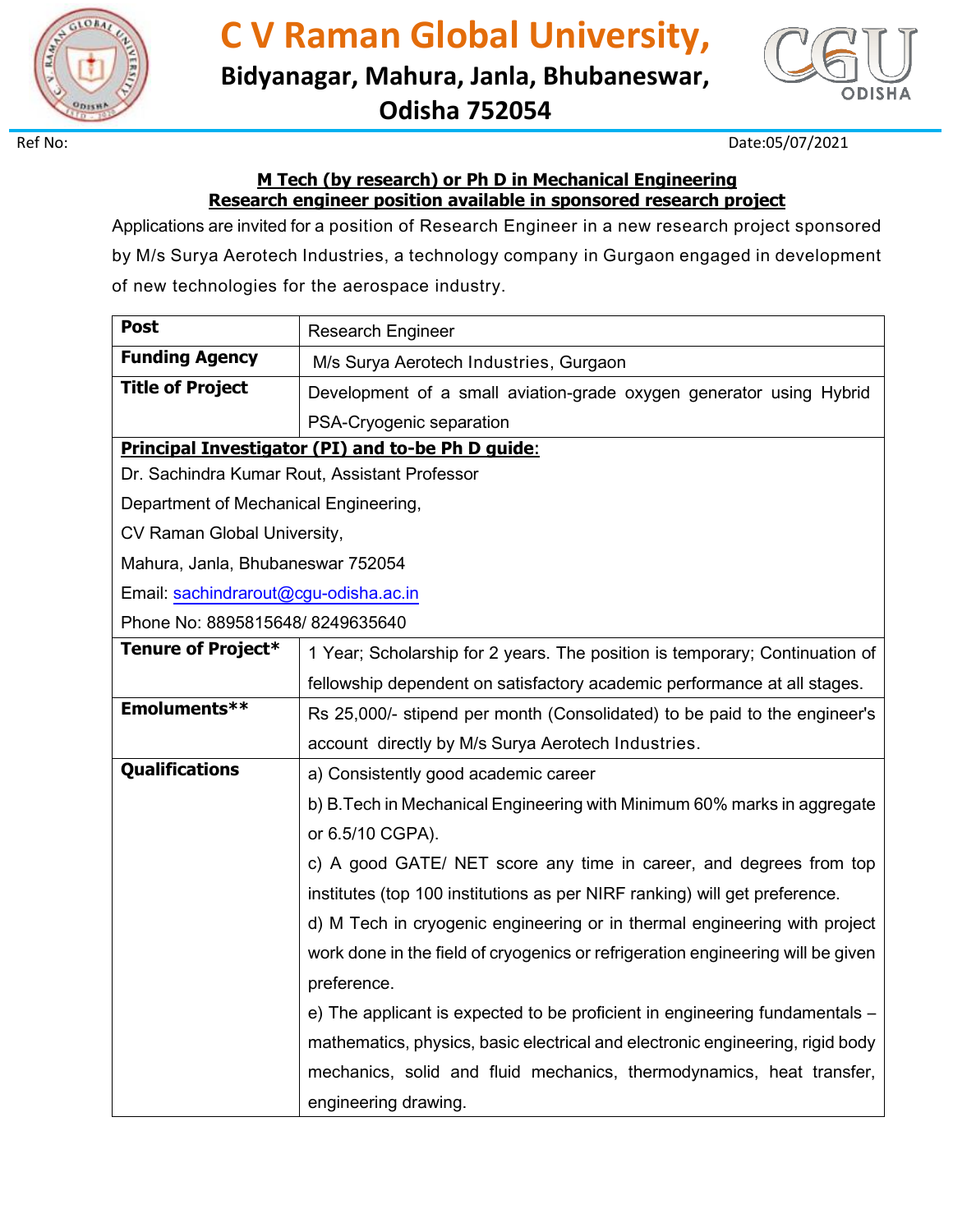# C V Raman Global University,

**Bidyanagar, Mahura, Janla, Bhubaneswar, Odisha 752054**

Ref No:

Date:05/07/2021

**M Tech (by research) or Ph D in Mechanical Engineering**
**Research engineer position available in sponsored research project**

Applications are invited for a position of Research Engineer in a new research project sponsored by M/s Surya Aerotech Industries, a technology company in Gurgaon engaged in development of new technologies for the aerospace industry.

| | |
|---|---|
| **Post** | Research Engineer |
| **Funding Agency** | M/s Surya Aerotech Industries, Gurgaon |
| **Title of Project** | Development of a small aviation-grade oxygen generator using Hybrid PSA-Cryogenic separation |
| **Principal Investigator (PI) and to-be Ph D guide**: Dr. Sachindra Kumar Rout, Assistant Professor, Department of Mechanical Engineering, CV Raman Global University, Mahura, Janla, Bhubaneswar 752054, Email: sachindrarout@cgu-odisha.ac.in, Phone No: 8895815648/ 8249635640 | |
| **Tenure of Project*** | 1 Year; Scholarship for 2 years. The position is temporary; Continuation of fellowship dependent on satisfactory academic performance at all stages. |
| **Emoluments**** | Rs 25,000/- stipend per month (Consolidated) to be paid to the engineer's account directly by M/s Surya Aerotech Industries. |
| **Qualifications** | a) Consistently good academic career<br>b) B.Tech in Mechanical Engineering with Minimum 60% marks in aggregate or 6.5/10 CGPA).<br>c) A good GATE/ NET score any time in career, and degrees from top institutes (top 100 institutions as per NIRF ranking) will get preference.<br>d) M Tech in cryogenic engineering or in thermal engineering with project work done in the field of cryogenics or refrigeration engineering will be given preference.<br>e) The applicant is expected to be proficient in engineering fundamentals – mathematics, physics, basic electrical and electronic engineering, rigid body mechanics, solid and fluid mechanics, thermodynamics, heat transfer, engineering drawing. |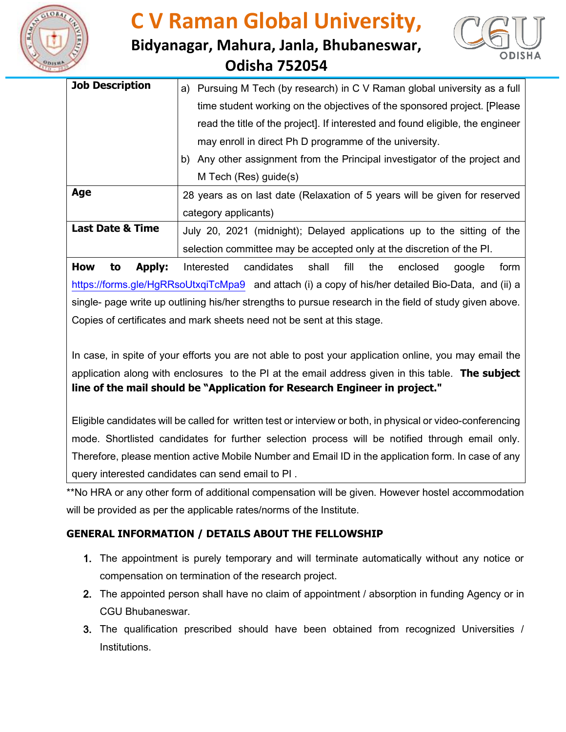| | |
|---|---|
| **Job Description** | a) Pursuing M Tech (by research) in C V Raman global university as a full time student working on the objectives of the sponsored project. [Please read the title of the project]. If interested and found eligible, the engineer may enroll in direct Ph D programme of the university.<br>b) Any other assignment from the Principal investigator of the project and M Tech (Res) guide(s) |
| **Age** | 28 years as on last date (Relaxation of 5 years will be given for reserved category applicants) |
| **Last Date & Time** | July 20, 2021 (midnight); Delayed applications up to the sitting of the selection committee may be accepted only at the discretion of the PI. |

**How to Apply:** Interested candidates shall fill the enclosed google form https://forms.gle/HgRRsoUtxqiTcMpa9 and attach (i) a copy of his/her detailed Bio-Data, and (ii) a single- page write up outlining his/her strengths to pursue research in the field of study given above. Copies of certificates and mark sheets need not be sent at this stage.

In case, in spite of your efforts you are not able to post your application online, you may email the application along with enclosures to the PI at the email address given in this table. **The subject line of the mail should be "Application for Research Engineer in project."**

Eligible candidates will be called for written test or interview or both, in physical or video-conferencing mode. Shortlisted candidates for further selection process will be notified through email only. Therefore, please mention active Mobile Number and Email ID in the application form. In case of any query interested candidates can send email to PI .

**No HRA or any other form of additional compensation will be given. However hostel accommodation will be provided as per the applicable rates/norms of the Institute.

### GENERAL INFORMATION / DETAILS ABOUT THE FELLOWSHIP

1. The appointment is purely temporary and will terminate automatically without any notice or compensation on termination of the research project.
2. The appointed person shall have no claim of appointment / absorption in funding Agency or in CGU Bhubaneswar.
3. The qualification prescribed should have been obtained from recognized Universities / Institutions.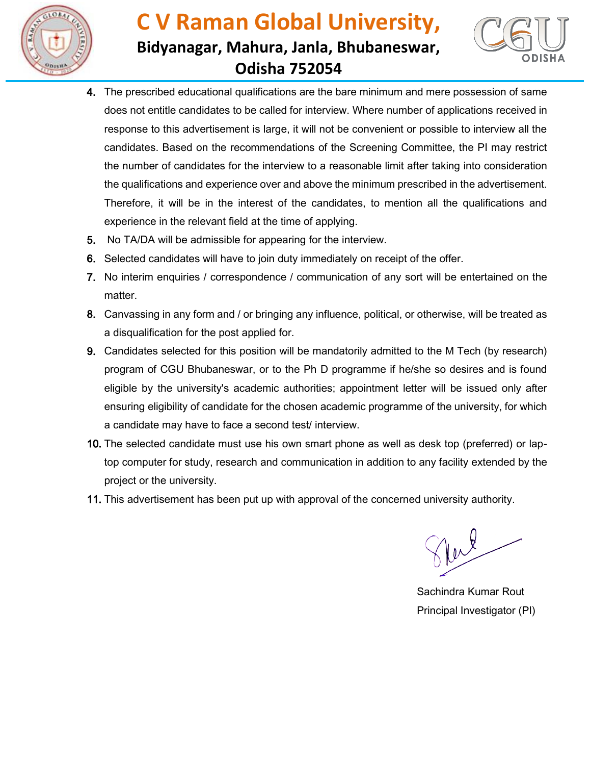4. The prescribed educational qualifications are the bare minimum and mere possession of same does not entitle candidates to be called for interview. Where number of applications received in response to this advertisement is large, it will not be convenient or possible to interview all the candidates. Based on the recommendations of the Screening Committee, the PI may restrict the number of candidates for the interview to a reasonable limit after taking into consideration the qualifications and experience over and above the minimum prescribed in the advertisement. Therefore, it will be in the interest of the candidates, to mention all the qualifications and experience in the relevant field at the time of applying.
5. No TA/DA will be admissible for appearing for the interview.
6. Selected candidates will have to join duty immediately on receipt of the offer.
7. No interim enquiries / correspondence / communication of any sort will be entertained on the matter.
8. Canvassing in any form and / or bringing any influence, political, or otherwise, will be treated as a disqualification for the post applied for.
9. Candidates selected for this position will be mandatorily admitted to the M Tech (by research) program of CGU Bhubaneswar, or to the Ph D programme if he/she so desires and is found eligible by the university's academic authorities; appointment letter will be issued only after ensuring eligibility of candidate for the chosen academic programme of the university, for which a candidate may have to face a second test/ interview.
10. The selected candidate must use his own smart phone as well as desk top (preferred) or lap-top computer for study, research and communication in addition to any facility extended by the project or the university.
11. This advertisement has been put up with approval of the concerned university authority.

Sachindra Kumar Rout
Principal Investigator (PI)